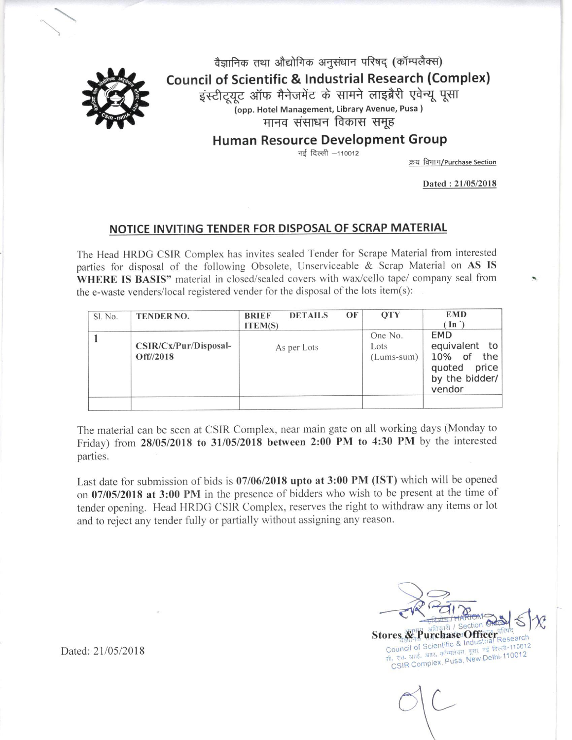वैज्ञानिक तथा औद्योगिक अनुसंधान परिषद् (कॉम्पलैक्स)

**Council of Scientific & Industrial Research (Complex)**

इंस्टीटूयट ऑफ मैनेजमेंट के सामने लाइब्रेरी एवेन्यू पूसा

**(opp. Hotel Management, Library Avenue, Pusa )**

मानव संसाधन विकास समूह

**Human Resource Development Group**

नई दिल्ली –110012

क्रय विभाग/Purchase Section

**Dated : 21/05/2018**

## NOTICE INVITING TENDER FOR DISPOSAL OF SCRAP MATERIAL

The Head HRDG CSIR Complex has invites sealed Tender for Scrape Material from interested parties for disposal of the following Obsolete, Unserviceable & Scrap Material on **AS IS WHERE IS BASIS"** material in closed/sealed covers with wax/cello tape/ company seal from the e-waste venders/local registered vender for the disposal of the lots item(s):

| Sl. No. | TENDER NO. | BRIEF DETAILS OF ITEM(S) | QTY | EMD ( In ` ) |
|---|---|---|---|---|
| 1 | **CSIR/Cx/Pur/Disposal-Off//2018** | As per Lots | One No. Lots (Lums-sum) | EMD equivalent to 10% of the quoted price by the bidder/ vendor |
| | | | | |

The material can be seen at CSIR Complex, near main gate on all working days (Monday to Friday) from **28/05/2018 to 31/05/2018 between 2:00 PM to 4:30 PM** by the interested parties.

Last date for submission of bids is **07/06/2018 upto at 3:00 PM (IST)** which will be opened on **07/05/2018 at 3:00 PM** in the presence of bidders who wish to be present at the time of tender opening. Head HRDG CSIR Complex, reserves the right to withdraw any items or lot and to reject any tender fully or partially without assigning any reason.

हरिओम / HARIOM

अनुभाग अधिकारी / Section Officer

**Stores & Purchase Officer**

वैज्ञानिक तथा औद्योगिक अनुसंधान परिषद्

Council of Scientific & Industrial Research

सी. एस. आई. आर. कॉम्पलेक्स, पूसा, नई दिल्ली-110012

CSIR Complex, Pusa, New Delhi-110012

Dated: 21/05/2018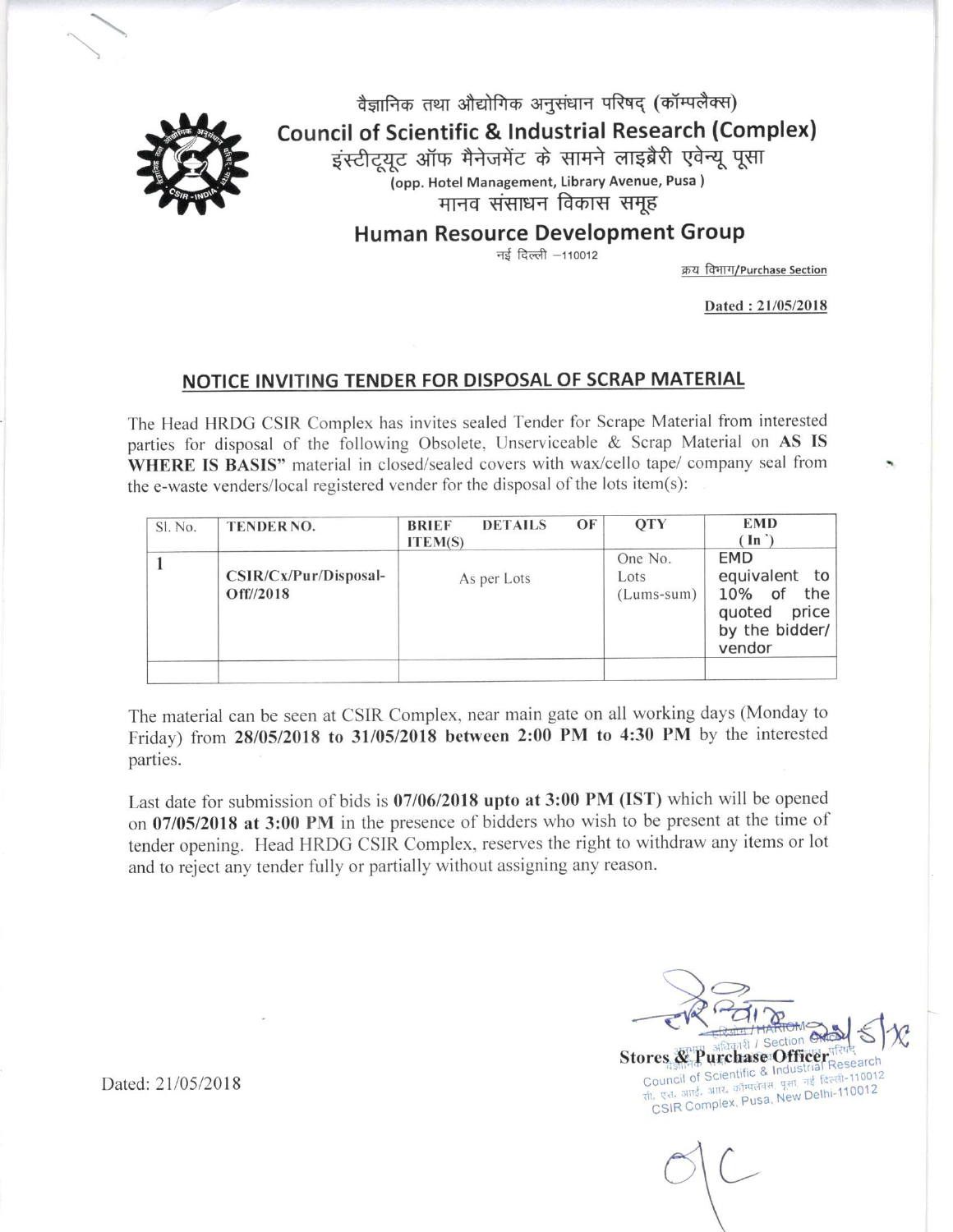वैज्ञानिक तथा औद्योगिक अनुसंधान परिषद् (कॉम्पलैक्स)

**Council of Scientific & Industrial Research (Complex)**

इंस्टीटूट ऑफ मैनेजमेंट के सामने लाइब्रेरी एवेन्यू पूसा

(opp. Hotel Management, Library Avenue, Pusa)

मानव संसाधन विकास समूह

**Human Resource Development Group**

नई दिल्ली –110012

क्रय विभाग/Purchase Section

**Dated : 21/05/2018**

## NOTICE INVITING TENDER FOR DISPOSAL OF SCRAP MATERIAL

The Head HRDG CSIR Complex has invites sealed Tender for Scrape Material from interested parties for disposal of the following Obsolete, Unserviceable & Scrap Material on **AS IS WHERE IS BASIS"** material in closed/sealed covers with wax/cello tape/ company seal from the e-waste venders/local registered vender for the disposal of the lots item(s):

| Sl. No. | TENDER NO. | BRIEF DETAILS OF ITEM(S) | QTY | EMD (In `) |
|---|---|---|---|---|
| 1 | **CSIR/Cx/Pur/Disposal-Off//2018** | As per Lots | One No. Lots (Lums-sum) | EMD equivalent to 10% of the quoted price by the bidder/ vendor |
| | | | | |

The material can be seen at CSIR Complex, near main gate on all working days (Monday to Friday) from **28/05/2018 to 31/05/2018 between 2:00 PM to 4:30 PM** by the interested parties.

Last date for submission of bids is **07/06/2018 upto at 3:00 PM (IST)** which will be opened on **07/05/2018 at 3:00 PM** in the presence of bidders who wish to be present at the time of tender opening. Head HRDG CSIR Complex, reserves the right to withdraw any items or lot and to reject any tender fully or partially without assigning any reason.

Dated: 21/05/2018

हरिओम / HARIOM

अनुभाग अधिकारी / Section Officer

**Stores & Purchase Officer**

वैज्ञानिक तथा औद्योगिक अनुसंधान परिषद्

Council of Scientific & Industrial Research

सी. एस. आई. आर. कॉम्पलेक्स, पूसा, नई दिल्ली-110012

CSIR Complex, Pusa, New Delhi-110012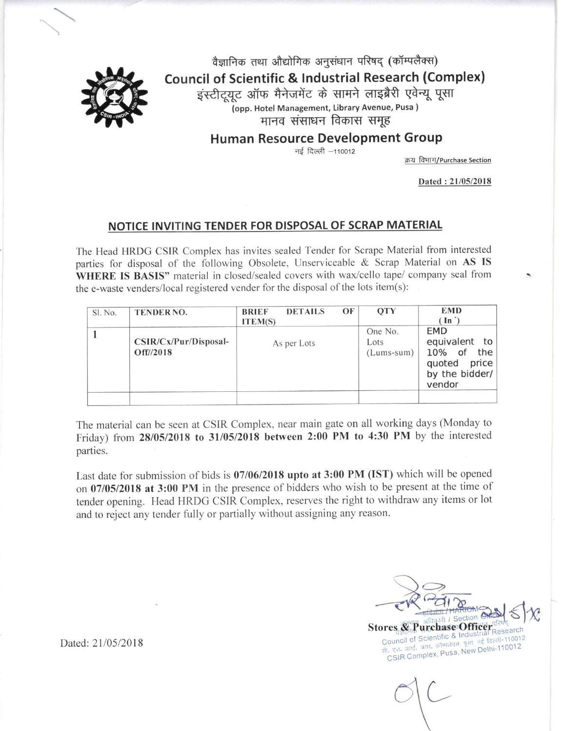वैज्ञानिक तथा औद्योगिक अनुसंधान परिषद् (कॉम्पलैक्स)

**Council of Scientific & Industrial Research (Complex)**

इंस्टीटूयट ऑफ मैनेजमेंट के सामने लाइब्रेरी एवेन्यू पूसा

(opp. Hotel Management, Library Avenue, Pusa)

मानव संसाधन विकास समूह

**Human Resource Development Group**

नई दिल्ली –110012

क्रय विभाग/Purchase Section

**Dated : 21/05/2018**

## NOTICE INVITING TENDER FOR DISPOSAL OF SCRAP MATERIAL

The Head HRDG CSIR Complex has invites sealed Tender for Scrape Material from interested parties for disposal of the following Obsolete, Unserviceable & Scrap Material on **AS IS WHERE IS BASIS"** material in closed/sealed covers with wax/cello tape/ company seal from the e-waste venders/local registered vender for the disposal of the lots item(s):

| Sl. No. | TENDER NO. | BRIEF DETAILS OF ITEM(S) | QTY | EMD (In `) |
|---|---|---|---|---|
| 1 | CSIR/Cx/Pur/Disposal-Off//2018 | As per Lots | One No. Lots (Lums-sum) | EMD equivalent to 10% of the quoted price by the bidder/ vendor |
| | | | | |

The material can be seen at CSIR Complex, near main gate on all working days (Monday to Friday) from **28/05/2018 to 31/05/2018 between 2:00 PM to 4:30 PM** by the interested parties.

Last date for submission of bids is **07/06/2018 upto at 3:00 PM (IST)** which will be opened on **07/05/2018 at 3:00 PM** in the presence of bidders who wish to be present at the time of tender opening. Head HRDG CSIR Complex, reserves the right to withdraw any items or lot and to reject any tender fully or partially without assigning any reason.

हरिओम / HARIOM

अनुभाग अधिकारी / Section Officer

**Stores & Purchase Officer**

वैज्ञानिक तथा औद्योगिक अनुसंधान परिषद्

Council of Scientific & Industrial Research

सी. एस. आई. आर. कॉम्पलेक्स, पूसा, नई दिल्ली-110012

CSIR Complex, Pusa, New Delhi-110012

Dated: 21/05/2018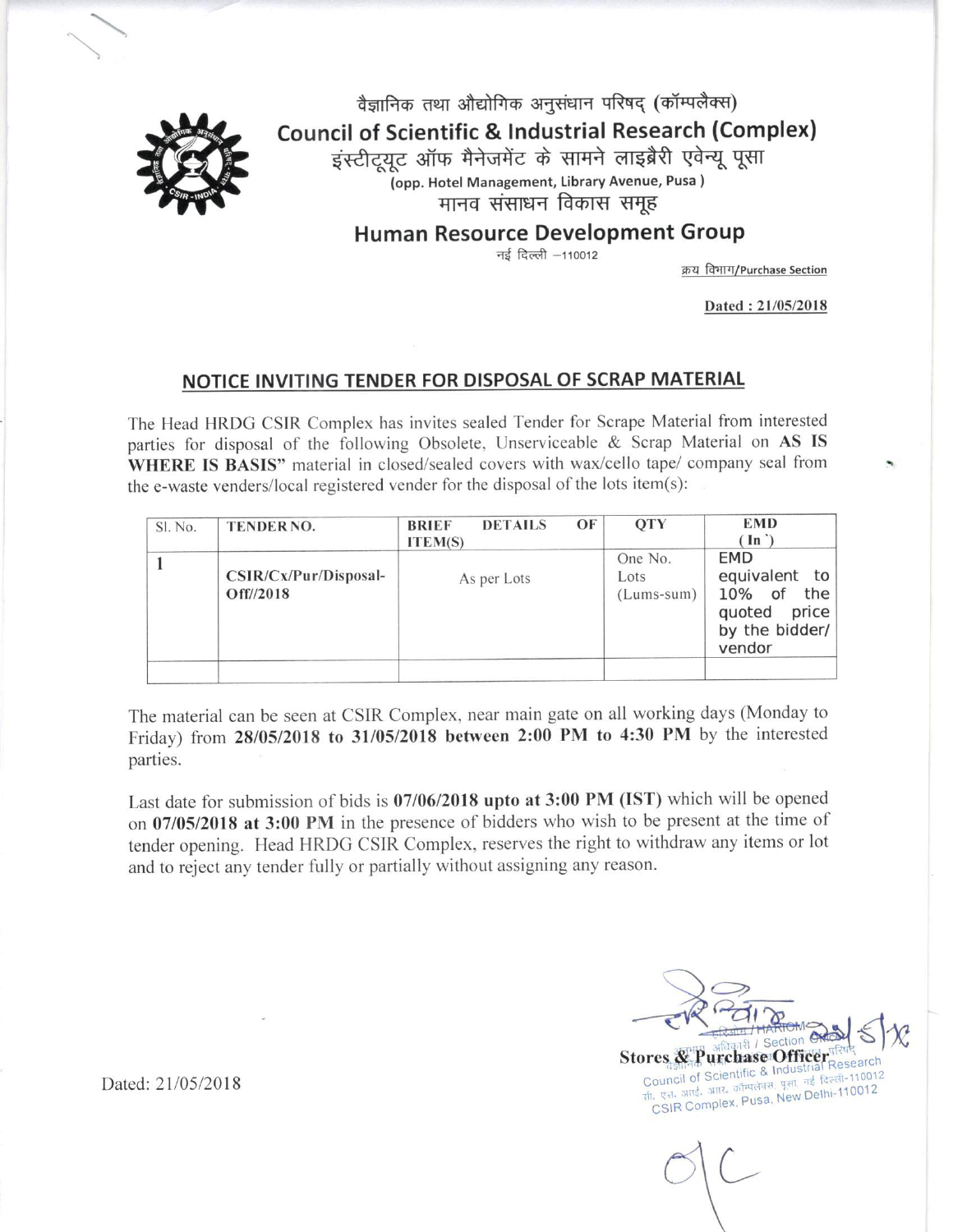वैज्ञानिक तथा औद्योगिक अनुसंधान परिषद् (कॉम्पलैक्स)

**Council of Scientific & Industrial Research (Complex)**

इंस्टीटूयट ऑफ मैनेजमेंट के सामने लाइब्रैरी एवेन्यू पूसा

(opp. Hotel Management, Library Avenue, Pusa )

मानव संसाधन विकास समूह

**Human Resource Development Group**

नई दिल्ली –110012

क्रय विभाग/Purchase Section

**Dated : 21/05/2018**

## NOTICE INVITING TENDER FOR DISPOSAL OF SCRAP MATERIAL

The Head HRDG CSIR Complex has invites sealed Tender for Scrape Material from interested parties for disposal of the following Obsolete, Unserviceable & Scrap Material on **AS IS WHERE IS BASIS"** material in closed/sealed covers with wax/cello tape/ company seal from the e-waste venders/local registered vender for the disposal of the lots item(s):

| Sl. No. | TENDER NO. | BRIEF DETAILS OF ITEM(S) | QTY | EMD ( In ` ) |
|---|---|---|---|---|
| 1 | CSIR/Cx/Pur/Disposal-Off//2018 | As per Lots | One No. Lots (Lums-sum) | EMD equivalent to 10% of the quoted price by the bidder/ vendor |
| | | | | |

The material can be seen at CSIR Complex, near main gate on all working days (Monday to Friday) from **28/05/2018 to 31/05/2018 between 2:00 PM to 4:30 PM** by the interested parties.

Last date for submission of bids is **07/06/2018 upto at 3:00 PM (IST)** which will be opened on **07/05/2018 at 3:00 PM** in the presence of bidders who wish to be present at the time of tender opening. Head HRDG CSIR Complex, reserves the right to withdraw any items or lot and to reject any tender fully or partially without assigning any reason.

हरिओम / HARIOM

अनुभाग अधिकारी / Section Officer

**Stores & Purchase Officer**

वैज्ञानिक तथा औद्योगिक अनुसंधान परिषद्

Council of Scientific & Industrial Research

सी. एस. आई. आर. कॉम्पलेक्स, पूसा, नई दिल्ली-110012

CSIR Complex, Pusa, New Delhi-110012

Dated: 21/05/2018